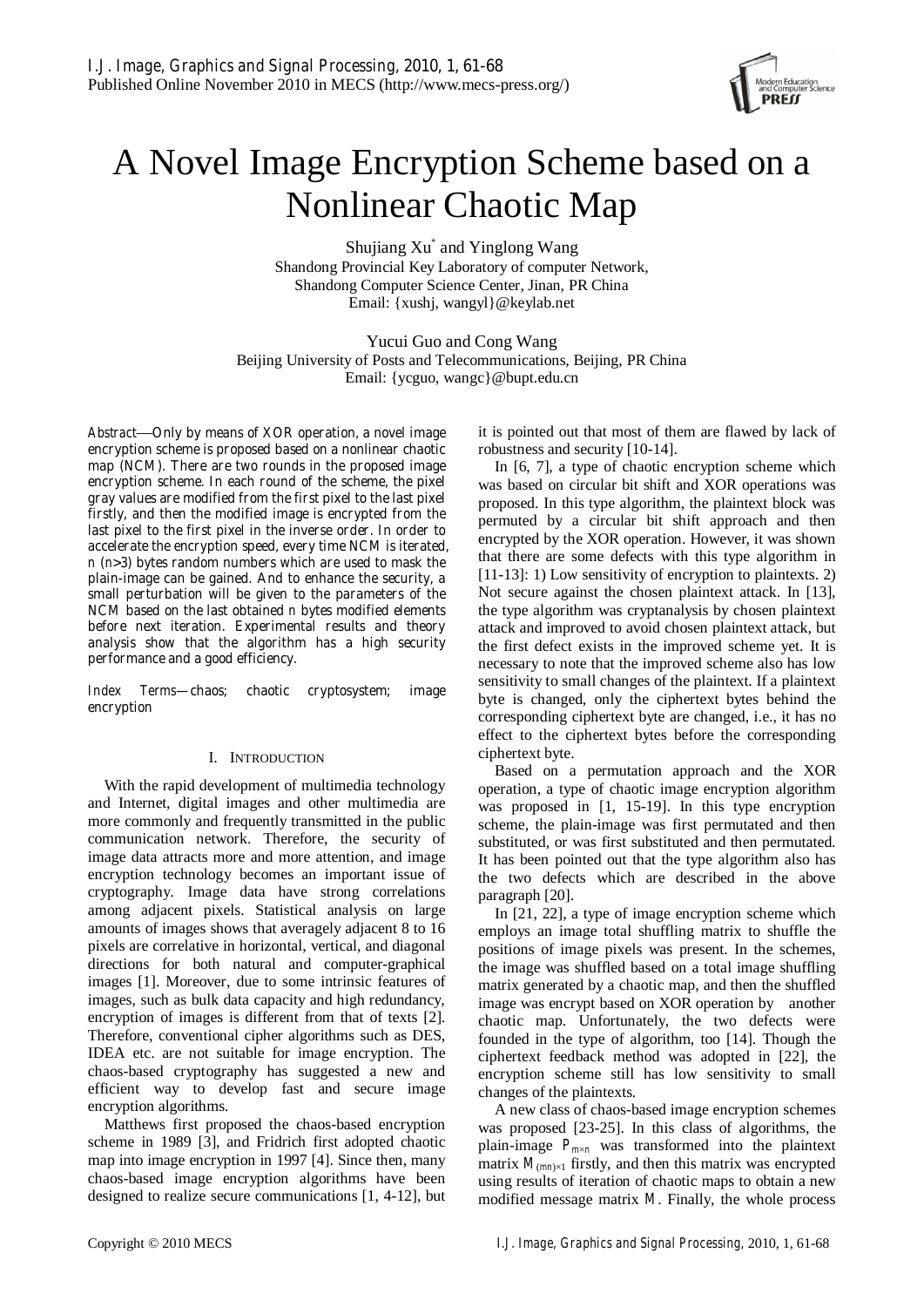# A Novel Image Encryption Scheme based on a Nonlinear Chaotic Map

Shujiang Xu* and Yinglong Wang
Shandong Provincial Key Laboratory of computer Network,
Shandong Computer Science Center, Jinan, PR China
Email: {xushj, wangyl}@keylab.net

Yucui Guo and Cong Wang
Beijing University of Posts and Telecommunications, Beijing, PR China
Email: {ycguo, wangc}@bupt.edu.cn

*Abstract*—Only by means of XOR operation, a novel image encryption scheme is proposed based on a nonlinear chaotic map (NCM). There are two rounds in the proposed image encryption scheme. In each round of the scheme, the pixel gray values are modified from the first pixel to the last pixel firstly, and then the modified image is encrypted from the last pixel to the first pixel in the inverse order. In order to accelerate the encryption speed, every time NCM is iterated, $n$ ($n$>3) bytes random numbers which are used to mask the plain-image can be gained. And to enhance the security, a small perturbation will be given to the parameters of the NCM based on the last obtained $n$ bytes modified elements before next iteration. Experimental results and theory analysis show that the algorithm has a high security performance and a good efficiency.

*Index Terms*—chaos; chaotic cryptosystem; image encryption

## I. Introduction

With the rapid development of multimedia technology and Internet, digital images and other multimedia are more commonly and frequently transmitted in the public communication network. Therefore, the security of image data attracts more and more attention, and image encryption technology becomes an important issue of cryptography. Image data have strong correlations among adjacent pixels. Statistical analysis on large amounts of images shows that averagely adjacent 8 to 16 pixels are correlative in horizontal, vertical, and diagonal directions for both natural and computer-graphical images [1]. Moreover, due to some intrinsic features of images, such as bulk data capacity and high redundancy, encryption of images is different from that of texts [2]. Therefore, conventional cipher algorithms such as DES, IDEA etc. are not suitable for image encryption. The chaos-based cryptography has suggested a new and efficient way to develop fast and secure image encryption algorithms.

Matthews first proposed the chaos-based encryption scheme in 1989 [3], and Fridrich first adopted chaotic map into image encryption in 1997 [4]. Since then, many chaos-based image encryption algorithms have been designed to realize secure communications [1, 4-12], but it is pointed out that most of them are flawed by lack of robustness and security [10-14].

In [6, 7], a type of chaotic encryption scheme which was based on circular bit shift and XOR operations was proposed. In this type algorithm, the plaintext block was permuted by a circular bit shift approach and then encrypted by the XOR operation. However, it was shown that there are some defects with this type algorithm in [11-13]: 1) Low sensitivity of encryption to plaintexts. 2) Not secure against the chosen plaintext attack. In [13], the type algorithm was cryptanalysis by chosen plaintext attack and improved to avoid chosen plaintext attack, but the first defect exists in the improved scheme yet. It is necessary to note that the improved scheme also has low sensitivity to small changes of the plaintext. If a plaintext byte is changed, only the ciphertext bytes behind the corresponding ciphertext byte are changed, i.e., it has no effect to the ciphertext bytes before the corresponding ciphertext byte.

Based on a permutation approach and the XOR operation, a type of chaotic image encryption algorithm was proposed in [1, 15-19]. In this type encryption scheme, the plain-image was first permutated and then substituted, or was first substituted and then permutated. It has been pointed out that the type algorithm also has the two defects which are described in the above paragraph [20].

In [21, 22], a type of image encryption scheme which employs an image total shuffling matrix to shuffle the positions of image pixels was present. In the schemes, the image was shuffled based on a total image shuffling matrix generated by a chaotic map, and then the shuffled image was encrypt based on XOR operation by another chaotic map. Unfortunately, the two defects were founded in the type of algorithm, too [14]. Though the ciphertext feedback method was adopted in [22], the encryption scheme still has low sensitivity to small changes of the plaintexts.

A new class of chaos-based image encryption schemes was proposed [23-25]. In this class of algorithms, the plain-image $P_{m\times n}$ was transformed into the plaintext matrix $M_{(mn)\times 1}$ firstly, and then this matrix was encrypted using results of iteration of chaotic maps to obtain a new modified message matrix $M$. Finally, the whole process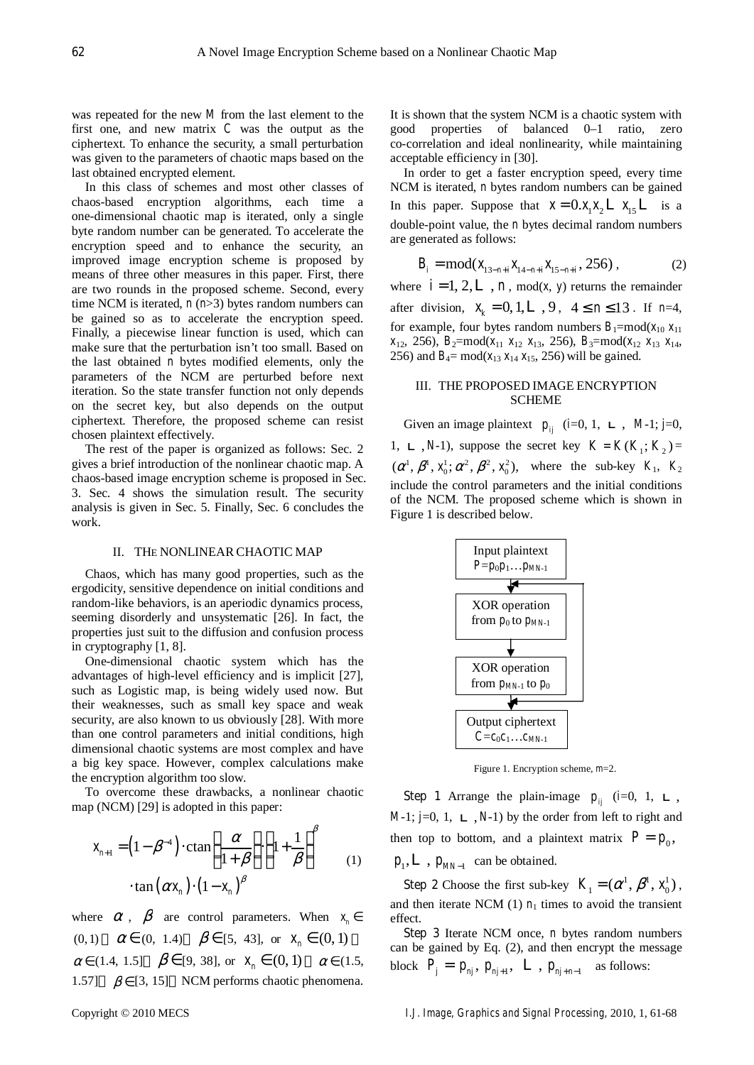was repeated for the new $M$ from the last element to the first one, and new matrix $C$ was the output as the ciphertext. To enhance the security, a small perturbation was given to the parameters of chaotic maps based on the last obtained encrypted element.

In this class of schemes and most other classes of chaos-based encryption algorithms, each time a one-dimensional chaotic map is iterated, only a single byte random number can be generated. To accelerate the encryption speed and to enhance the security, an improved image encryption scheme is proposed by means of three other measures in this paper. First, there are two rounds in the proposed scheme. Second, every time NCM is iterated, $n$ ($n$>3) bytes random numbers can be gained so as to accelerate the encryption speed. Finally, a piecewise linear function is used, which can make sure that the perturbation isn't too small. Based on the last obtained $n$ bytes modified elements, only the parameters of the NCM are perturbed before next iteration. So the state transfer function not only depends on the secret key, but also depends on the output ciphertext. Therefore, the proposed scheme can resist chosen plaintext effectively.

The rest of the paper is organized as follows: Sec. 2 gives a brief introduction of the nonlinear chaotic map. A chaos-based image encryption scheme is proposed in Sec. 3. Sec. 4 shows the simulation result. The security analysis is given in Sec. 5. Finally, Sec. 6 concludes the work.

## II. THE NONLINEAR CHAOTIC MAP

Chaos, which has many good properties, such as the ergodicity, sensitive dependence on initial conditions and random-like behaviors, is an aperiodic dynamics process, seeming disorderly and unsystematic [26]. In fact, the properties just suit to the diffusion and confusion process in cryptography [1, 8].

One-dimensional chaotic system which has the advantages of high-level efficiency and is implicit [27], such as Logistic map, is being widely used now. But their weaknesses, such as small key space and weak security, are also known to us obviously [28]. With more than one control parameters and initial conditions, high dimensional chaotic systems are most complex and have a big key space. However, complex calculations make the encryption algorithm too slow.

To overcome these drawbacks, a nonlinear chaotic map (NCM) [29] is adopted in this paper:

$$x_{n+1} = \left(1-\beta^{-4}\right)\cdot \operatorname{ctan}\left(\frac{\alpha}{1+\beta}\right)\cdot\left(1+\frac{1}{\beta}\right)^{\beta} \cdot \tan\left(\alpha x_n\right)\cdot\left(1-x_n\right)^{\beta} \qquad (1)$$

where $\alpha$, $\beta$ are control parameters. When $x_n \in (0,1)$, $\alpha \in (0, 1.4)$, $\beta \in [5, 43]$, or $x_n \in (0,1)$, $\alpha \in (1.4, 1.5]$, $\beta \in [9, 38]$, or $x_n \in (0,1)$, $\alpha \in (1.5, 1.57]$, $\beta \in [3, 15]$, NCM performs chaotic phenomena.

It is shown that the system NCM is a chaotic system with good properties of balanced 0–1 ratio, zero co-correlation and ideal nonlinearity, while maintaining acceptable efficiency in [30].

In order to get a faster encryption speed, every time NCM is iterated, $n$ bytes random numbers can be gained In this paper. Suppose that $x = 0.x_1x_2 \cdots x_{15} \cdots$ is a double-point value, the $n$ bytes decimal random numbers are generated as follows:

$$B_i = \operatorname{mod}(x_{13-n+i}\,x_{14-n+i}\,x_{15-n+i}, 256), \qquad (2)$$

where $i = 1, 2, \cdots, n$, mod($x$, $y$) returns the remainder after division, $x_k = 0, 1, \cdots, 9$, $4 \le n \le 13$. If $n$=4, for example, four bytes random numbers $B_1$=mod($x_{10}\,x_{11}\,x_{12}$, 256), $B_2$=mod($x_{11}\,x_{12}\,x_{13}$, 256), $B_3$=mod($x_{12}\,x_{13}\,x_{14}$, 256) and $B_4$= mod($x_{13}\,x_{14}\,x_{15}$, 256) will be gained.

## III. THE PROPOSED IMAGE ENCRYPTION SCHEME

Given an image plaintext $p_{ij}$ ($i$=0, 1, $\cdots$, $M$-1; $j$=0, 1, $\cdots$, $N$-1), suppose the secret key $K = K(K_1; K_2) = (\alpha^1, \beta^1, x_0^1; \alpha^2, \beta^2, x_0^2)$, where the sub-key $K_1$, $K_2$ include the control parameters and the initial conditions of the NCM. The proposed scheme which is shown in Figure 1 is described below.

Input plaintext $P=p_0p_1\ldots p_{MN-1}$ → XOR operation from $p_0$ to $p_{MN-1}$ → XOR operation from $p_{MN-1}$ to $p_0$ → (loop back) → Output ciphertext $C=c_0c_1\ldots c_{MN-1}$

Figure 1. Encryption scheme, $m$=2.

*Step 1* Arrange the plain-image $p_{ij}$ ($i$=0, 1, $\cdots$, $M$-1; $j$=0, 1, $\cdots$, $N$-1) by the order from left to right and then top to bottom, and a plaintext matrix $P = p_0, p_1, \cdots, p_{MN-1}$ can be obtained.

*Step 2* Choose the first sub-key $K_1 = (\alpha^1, \beta^1, x_0^1)$, and then iterate NCM (1) $n_1$ times to avoid the transient effect.

*Step 3* Iterate NCM once, $n$ bytes random numbers can be gained by Eq. (2), and then encrypt the message block $P_j = p_{nj}, p_{nj+1}, \cdots, p_{nj+n-1}$ as follows: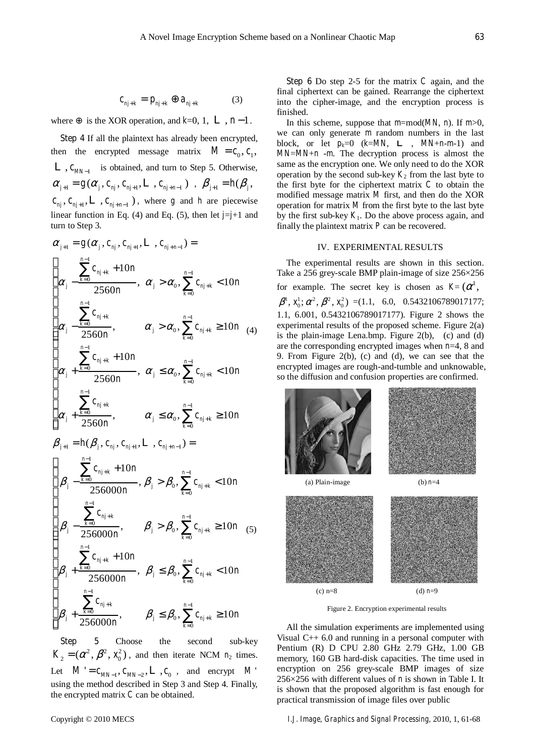$$c_{nj+k} = p_{nj+k} \oplus a_{nj+k} \quad (3)$$

where $\oplus$ is the XOR operation, and $k$=0, 1, $\cdots$, $n-1$.

*Step 4* If all the plaintext has already been encrypted, then the encrypted message matrix $M = c_0, c_1, \cdots, c_{MN-1}$ is obtained, and turn to Step 5. Otherwise, $\alpha_{j+1} = g(\alpha_j, c_{nj}, c_{nj+1}, \cdots, c_{nj+n-1})$, $\beta_{j+1} = h(\beta_j, c_{nj}, c_{nj+1}, \cdots, c_{nj+n-1})$, where $g$ and $h$ are piecewise linear function in Eq. (4) and Eq. (5), then let $j$=$j$+1 and turn to Step 3.

$$\alpha_{j+1} = g(\alpha_j, c_{nj}, c_{nj+1}, \cdots, c_{nj+n-1}) = \begin{cases} \alpha_j - \dfrac{\sum_{k=0}^{n-1} c_{nj+k} + 10n}{2560n}, & \alpha_j > \alpha_0, \sum_{k=0}^{n-1} c_{nj+k} < 10n \\ \alpha_j - \dfrac{\sum_{k=0}^{n-1} c_{nj+k}}{2560n}, & \alpha_j > \alpha_0, \sum_{k=0}^{n-1} c_{nj+k} \geq 10n \\ \alpha_j + \dfrac{\sum_{k=0}^{n-1} c_{nj+k} + 10n}{2560n}, & \alpha_j \leq \alpha_0, \sum_{k=0}^{n-1} c_{nj+k} < 10n \\ \alpha_j + \dfrac{\sum_{k=0}^{n-1} c_{nj+k}}{2560n}, & \alpha_j \leq \alpha_0, \sum_{k=0}^{n-1} c_{nj+k} \geq 10n \end{cases} \quad (4)$$

$$\beta_{j+1} = h(\beta_j, c_{nj}, c_{nj+1}, \cdots, c_{nj+n-1}) = \begin{cases} \beta_j - \dfrac{\sum_{k=0}^{n-1} c_{nj+k} + 10n}{256000n}, & \beta_j > \beta_0, \sum_{k=0}^{n-1} c_{nj+k} < 10n \\ \beta_j - \dfrac{\sum_{k=0}^{n-1} c_{nj+k}}{256000n}, & \beta_j > \beta_0, \sum_{k=0}^{n-1} c_{nj+k} \geq 10n \\ \beta_j + \dfrac{\sum_{k=0}^{n-1} c_{nj+k} + 10n}{256000n}, & \beta_j \leq \beta_0, \sum_{k=0}^{n-1} c_{nj+k} < 10n \\ \beta_j + \dfrac{\sum_{k=0}^{n-1} c_{nj+k}}{256000n}, & \beta_j \leq \beta_0, \sum_{k=0}^{n-1} c_{nj+k} \geq 10n \end{cases} \quad (5)$$

*Step 5* Choose the second sub-key $K_2 = (\alpha^2, \beta^2, x_0^2)$, and then iterate NCM $n_2$ times. Let $M' = c_{MN-1}, c_{MN-2}, \cdots, c_0$, and encrypt $M'$ using the method described in Step 3 and Step 4. Finally, the encrypted matrix $C$ can be obtained.

*Step 6* Do step 2-5 for the matrix $C$ again, and the final ciphertext can be gained. Rearrange the ciphertext into the cipher-image, and the encryption process is finished.

In this scheme, suppose that $m$=mod($MN$, $n$). If $m$>0, we can only generate $m$ random numbers in the last block, or let $p_k$=0 ($k$=$MN$, $\cdots$, $MN$+$n$-$m$-1) and $MN$=$MN$+$n$ -$m$. The decryption process is almost the same as the encryption one. We only need to do the XOR operation by the second sub-key $K_2$ from the last byte to the first byte for the ciphertext matrix $C$ to obtain the modified message matrix $M$ first, and then do the XOR operation for matrix $M$ from the first byte to the last byte by the first sub-key $K_1$. Do the above process again, and finally the plaintext matrix $P$ can be recovered.

## IV. EXPERIMENTAL RESULTS

The experimental results are shown in this section. Take a 256 grey-scale BMP plain-image of size 256×256 for example. The secret key is chosen as $K = (\alpha^1, \beta^1, x_0^1; \alpha^2, \beta^2, x_0^2)$ =(1.1, 6.0, 0.5432106789017177; 1.1, 6.001, 0.5432106789017177). Figure 2 shows the experimental results of the proposed scheme. Figure 2(a) is the plain-image Lena.bmp. Figure 2(b), (c) and (d) are the corresponding encrypted images when $n$=4, 8 and 9. From Figure 2(b), (c) and (d), we can see that the encrypted images are rough-and-tumble and unknowable, so the diffusion and confusion properties are confirmed.

(a) Plain-image (b) $n$=4

(c) $n$=8 (d) $n$=9

Figure 2. Encryption experimental results

All the simulation experiments are implemented using Visual C++ 6.0 and running in a personal computer with Pentium (R) D CPU 2.80 GHz 2.79 GHz, 1.00 GB memory, 160 GB hard-disk capacities. The time used in encryption on 256 grey-scale BMP images of size 256×256 with different values of $n$ is shown in Table I. It is shown that the proposed algorithm is fast enough for practical transmission of image files over public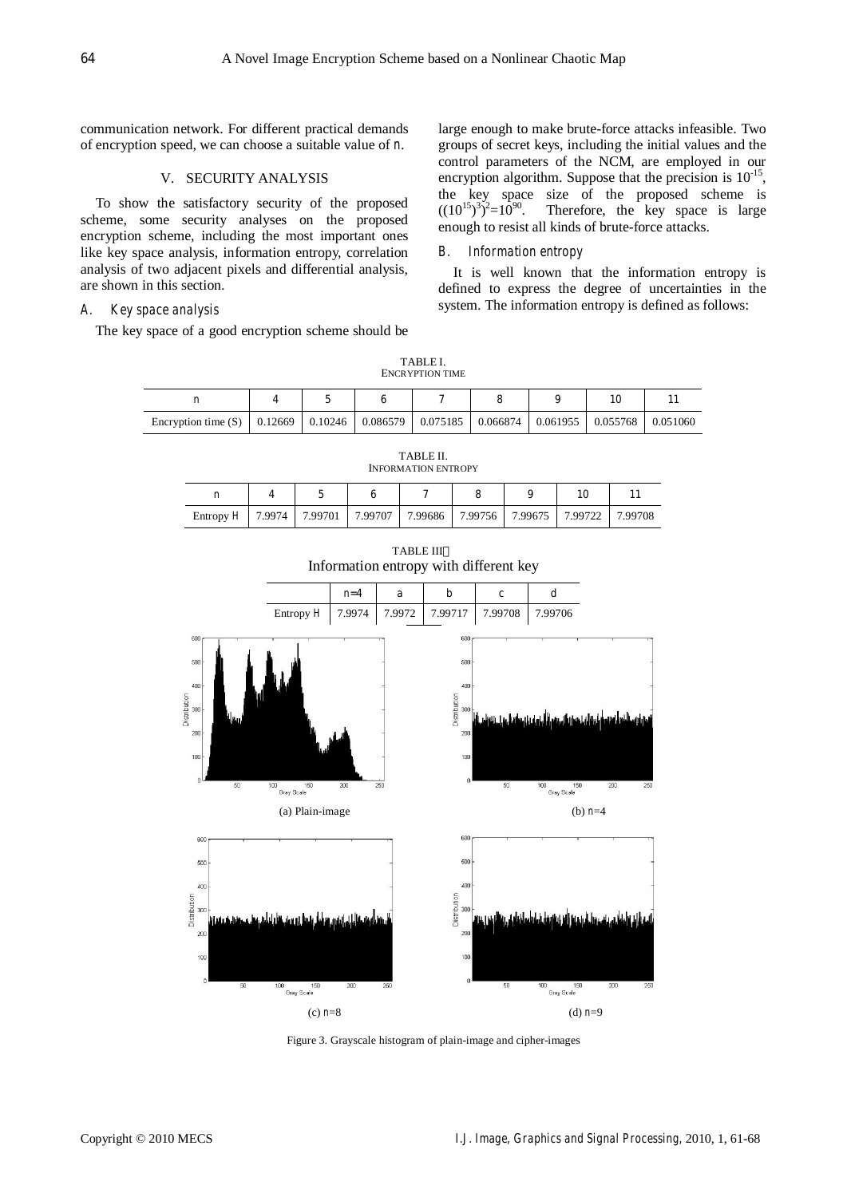communication network. For different practical demands of encryption speed, we can choose a suitable value of *n*.

## V. SECURITY ANALYSIS

To show the satisfactory security of the proposed scheme, some security analyses on the proposed encryption scheme, including the most important ones like key space analysis, information entropy, correlation analysis of two adjacent pixels and differential analysis, are shown in this section.

### A. *Key space analysis*

The key space of a good encryption scheme should be large enough to make brute-force attacks infeasible. Two groups of secret keys, including the initial values and the control parameters of the NCM, are employed in our encryption algorithm. Suppose that the precision is $10^{-15}$, the key space size of the proposed scheme is $((10^{15})^3)^2=10^{90}$. Therefore, the key space is large enough to resist all kinds of brute-force attacks.

### B. *Information entropy*

It is well known that the information entropy is defined to express the degree of uncertainties in the system. The information entropy is defined as follows:

TABLE I.
ENCRYPTION TIME

| *n* | 4 | 5 | 6 | 7 | 8 | 9 | 10 | 11 |
|---|---|---|---|---|---|---|---|---|
| Encryption time (S) | 0.12669 | 0.10246 | 0.086579 | 0.075185 | 0.066874 | 0.061955 | 0.055768 | 0.051060 |

TABLE II.
INFORMATION ENTROPY

| *n* | 4 | 5 | 6 | 7 | 8 | 9 | 10 | 11 |
|---|---|---|---|---|---|---|---|---|
| Entropy *H* | 7.9974 | 7.99701 | 7.99707 | 7.99686 | 7.99756 | 7.99675 | 7.99722 | 7.99708 |

TABLE III
Information entropy with different key

| | *n*=4 | a | b | c | d |
|---|---|---|---|---|---|
| Entropy *H* | 7.9974 | 7.9972 | 7.99717 | 7.99708 | 7.99706 |

(a) Plain-image

(b) *n*=4

(c) *n*=8

(d) *n*=9

Figure 3. Grayscale histogram of plain-image and cipher-images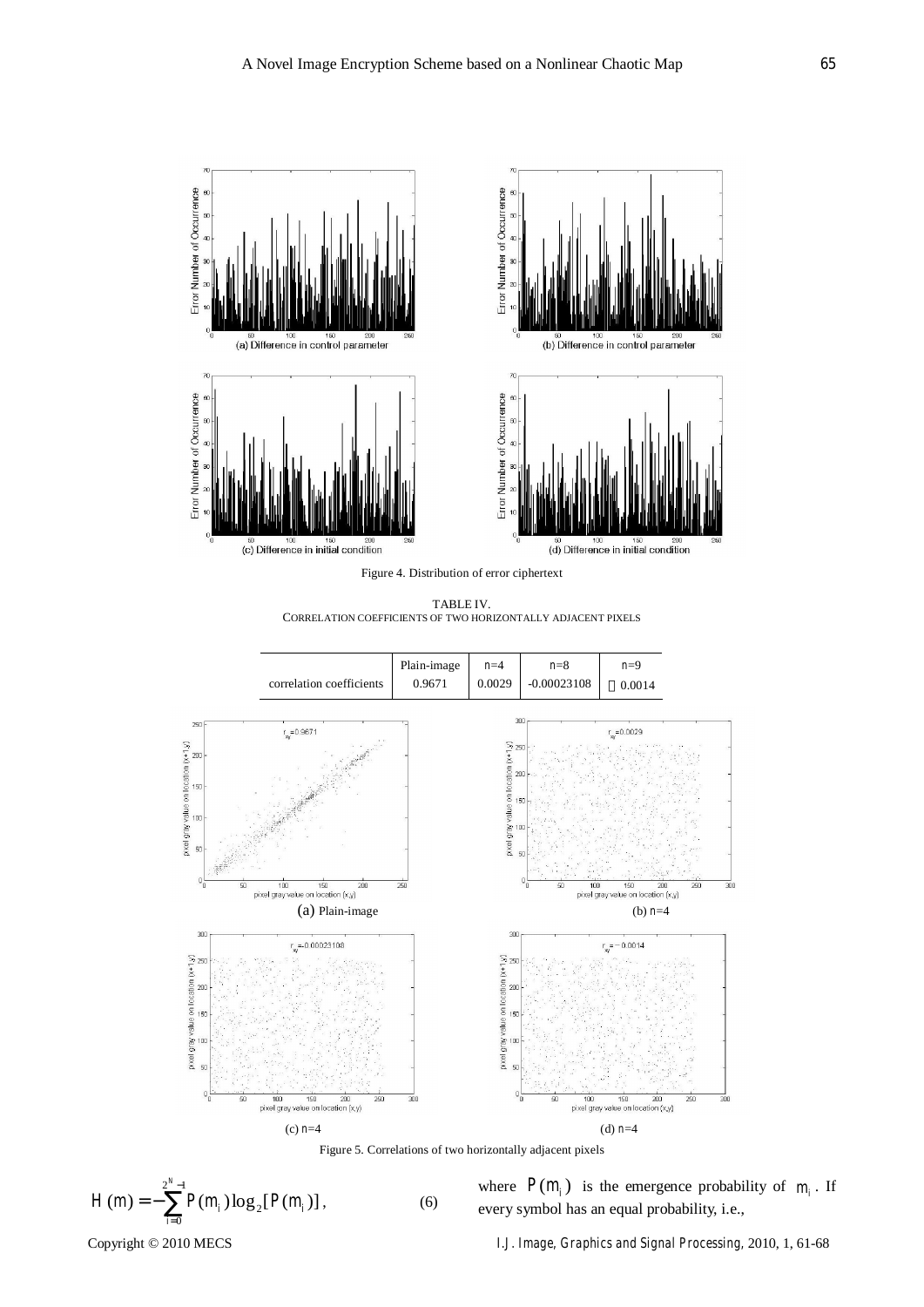Figure 4. Distribution of error ciphertext

TABLE IV.
CORRELATION COEFFICIENTS OF TWO HORIZONTALLY ADJACENT PIXELS

| | Plain-image | n=4 | n=8 | n=9 |
|---|---|---|---|---|
| correlation coefficients | 0.9671 | 0.0029 | -0.00023108 | －0.0014 |

Figure 5. Correlations of two horizontally adjacent pixels

$$H(m) = -\sum_{i=0}^{2^N-1} P(m_i)\log_2[P(m_i)], \qquad (6)$$

where $P(m_i)$ is the emergence probability of $m_i$. If every symbol has an equal probability, i.e.,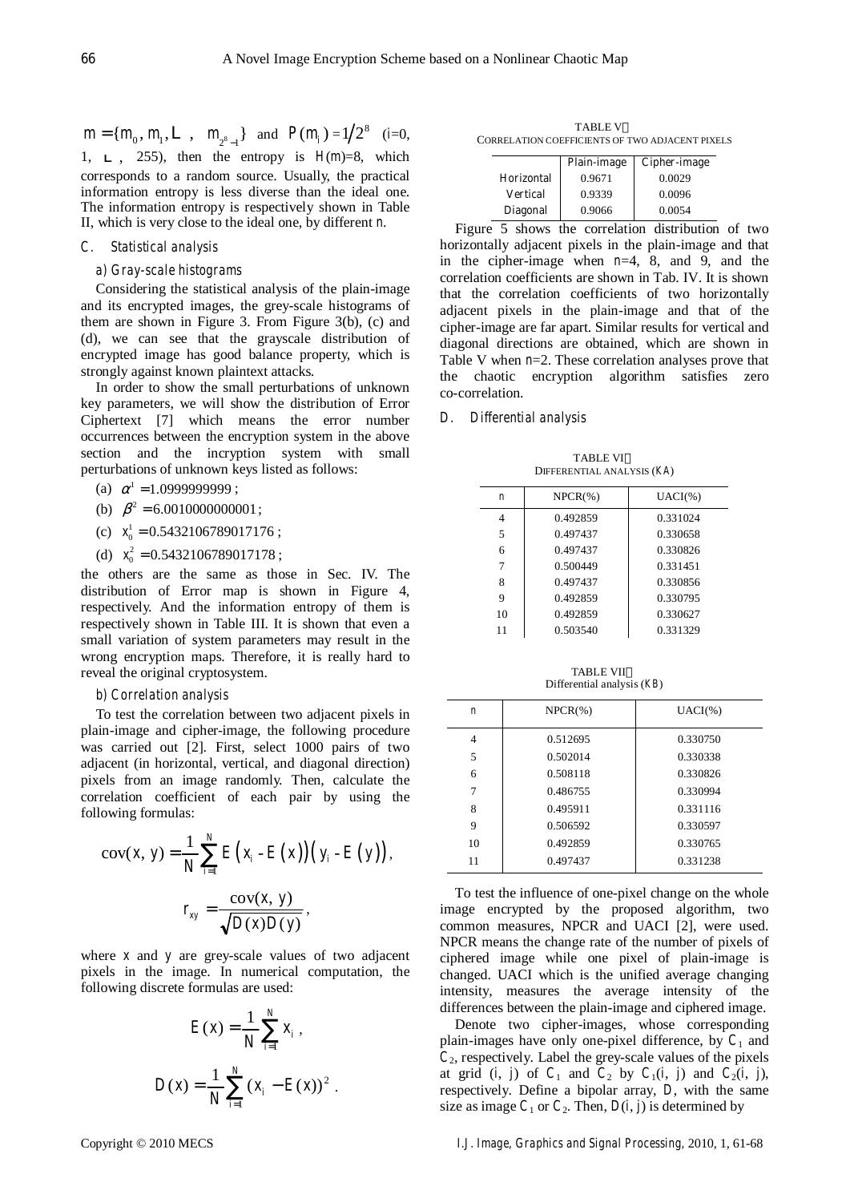$m = \{m_0, m_1, \cdots, m_{2^8-1}\}$ and $P(m_i) = 1/2^8$ (i=0, 1, $\cdots$, 255), then the entropy is $H(m)$=8, which corresponds to a random source. Usually, the practical information entropy is less diverse than the ideal one. The information entropy is respectively shown in Table II, which is very close to the ideal one, by different $n$.

### C. Statistical analysis

#### a) Gray-scale histograms

Considering the statistical analysis of the plain-image and its encrypted images, the grey-scale histograms of them are shown in Figure 3. From Figure 3(b), (c) and (d), we can see that the grayscale distribution of encrypted image has good balance property, which is strongly against known plaintext attacks.

In order to show the small perturbations of unknown key parameters, we will show the distribution of Error Ciphertext [7] which means the error number occurrences between the encryption system in the above section and the incryption system with small perturbations of unknown keys listed as follows:

(a) $\alpha^1 = 1.0999999999$;

(b) $\beta^2 = 6.0010000000001$;

(c) $x_0^1 = 0.5432106789017176$;

(d) $x_0^2 = 0.5432106789017178$;

the others are the same as those in Sec. IV. The distribution of Error map is shown in Figure 4, respectively. And the information entropy of them is respectively shown in Table III. It is shown that even a small variation of system parameters may result in the wrong encryption maps. Therefore, it is really hard to reveal the original cryptosystem.

#### b) Correlation analysis

To test the correlation between two adjacent pixels in plain-image and cipher-image, the following procedure was carried out [2]. First, select 1000 pairs of two adjacent (in horizontal, vertical, and diagonal direction) pixels from an image randomly. Then, calculate the correlation coefficient of each pair by using the following formulas:

$$\text{cov}(x, y) = \frac{1}{N}\sum_{i=1}^{N} E\left(x_i - E(x)\right)\left(y_i - E(y)\right),$$

$$r_{xy} = \frac{\text{cov}(x, y)}{\sqrt{D(x)D(y)}},$$

where $x$ and $y$ are grey-scale values of two adjacent pixels in the image. In numerical computation, the following discrete formulas are used:

$$E(x) = \frac{1}{N}\sum_{i=1}^{N} x_i,$$

$$D(x) = \frac{1}{N}\sum_{i=1}^{N}(x_i - E(x))^2.$$

TABLE V
CORRELATION COEFFICIENTS OF TWO ADJACENT PIXELS

| | Plain-image | Cipher-image |
|---|---|---|
| Horizontal | 0.9671 | 0.0029 |
| Vertical | 0.9339 | 0.0096 |
| Diagonal | 0.9066 | 0.0054 |

Figure 5 shows the correlation distribution of two horizontally adjacent pixels in the plain-image and that in the cipher-image when $n$=4, 8, and 9, and the correlation coefficients are shown in Tab. IV. It is shown that the correlation coefficients of two horizontally adjacent pixels in the plain-image and that of the cipher-image are far apart. Similar results for vertical and diagonal directions are obtained, which are shown in Table V when $n$=2. These correlation analyses prove that the chaotic encryption algorithm satisfies zero co-correlation.

### D. Differential analysis

TABLE VI
DIFFERENTIAL ANALYSIS (KA)

| n | NPCR(%) | UACI(%) |
|---|---|---|
| 4 | 0.492859 | 0.331024 |
| 5 | 0.497437 | 0.330658 |
| 6 | 0.497437 | 0.330826 |
| 7 | 0.500449 | 0.331451 |
| 8 | 0.497437 | 0.330856 |
| 9 | 0.492859 | 0.330795 |
| 10 | 0.492859 | 0.330627 |
| 11 | 0.503540 | 0.331329 |

TABLE VII
Differential analysis (KB)

| n | NPCR(%) | UACI(%) |
|---|---|---|
| 4 | 0.512695 | 0.330750 |
| 5 | 0.502014 | 0.330338 |
| 6 | 0.508118 | 0.330826 |
| 7 | 0.486755 | 0.330994 |
| 8 | 0.495911 | 0.331116 |
| 9 | 0.506592 | 0.330597 |
| 10 | 0.492859 | 0.330765 |
| 11 | 0.497437 | 0.331238 |

To test the influence of one-pixel change on the whole image encrypted by the proposed algorithm, two common measures, NPCR and UACI [2], were used. NPCR means the change rate of the number of pixels of ciphered image while one pixel of plain-image is changed. UACI which is the unified average changing intensity, measures the average intensity of the differences between the plain-image and ciphered image.

Denote two cipher-images, whose corresponding plain-images have only one-pixel difference, by $C_1$ and $C_2$, respectively. Label the grey-scale values of the pixels at grid (i, j) of $C_1$ and $C_2$ by $C_1$(i, j) and $C_2$(i, j), respectively. Define a bipolar array, $D$, with the same size as image $C_1$ or $C_2$. Then, $D$(i, j) is determined by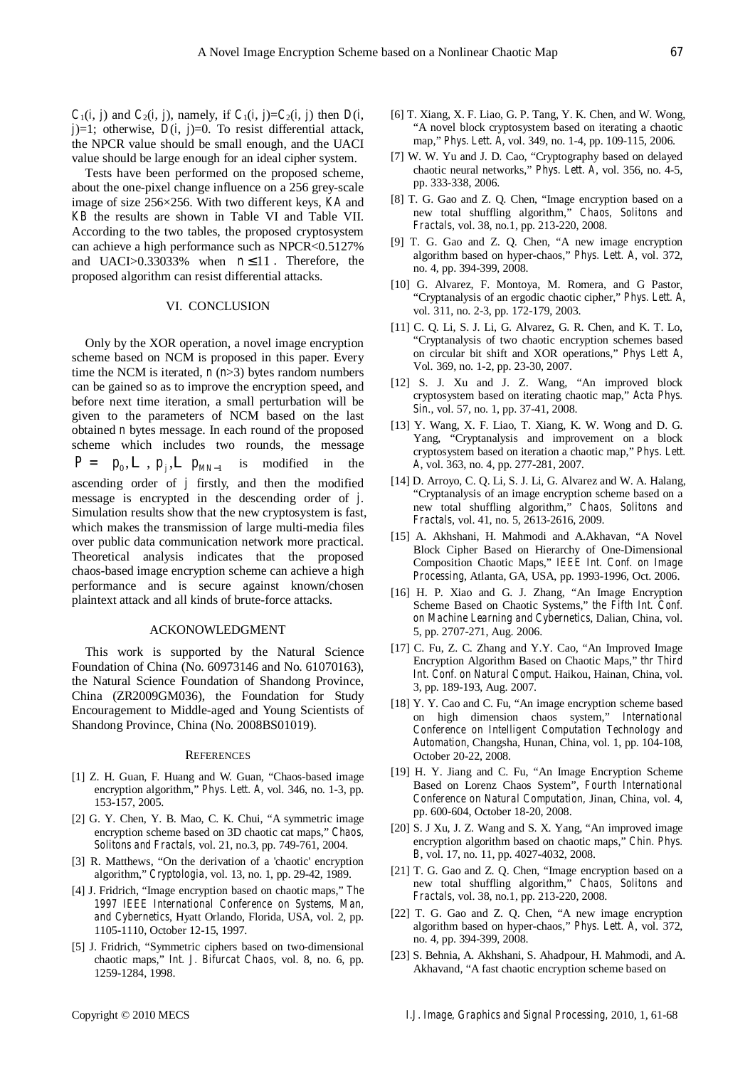$C_1(i, j)$ and $C_2(i, j)$, namely, if $C_1(i, j)=C_2(i, j)$ then $D(i, j)=1$; otherwise, $D(i, j)=0$. To resist differential attack, the NPCR value should be small enough, and the UACI value should be large enough for an ideal cipher system.

Tests have been performed on the proposed scheme, about the one-pixel change influence on a 256 grey-scale image of size 256×256. With two different keys, *KA* and *KB* the results are shown in Table VI and Table VII. According to the two tables, the proposed cryptosystem can achieve a high performance such as NPCR<0.5127% and UACI>0.33033% when $n \leq 11$. Therefore, the proposed algorithm can resist differential attacks.

## VI. CONCLUSION

Only by the XOR operation, a novel image encryption scheme based on NCM is proposed in this paper. Every time the NCM is iterated, $n$ ($n$>3) bytes random numbers can be gained so as to improve the encryption speed, and before next time iteration, a small perturbation will be given to the parameters of NCM based on the last obtained $n$ bytes message. In each round of the proposed scheme which includes two rounds, the message $P = \{p_0, \ldots, p_j, \ldots p_{MN-1}\}$ is modified in the ascending order of $j$ firstly, and then the modified message is encrypted in the descending order of $j$. Simulation results show that the new cryptosystem is fast, which makes the transmission of large multi-media files over public data communication network more practical. Theoretical analysis indicates that the proposed chaos-based image encryption scheme can achieve a high performance and is secure against known/chosen plaintext attack and all kinds of brute-force attacks.

## ACKONOWLEDGMENT

This work is supported by the Natural Science Foundation of China (No. 60973146 and No. 61070163), the Natural Science Foundation of Shandong Province, China (ZR2009GM036), the Foundation for Study Encouragement to Middle-aged and Young Scientists of Shandong Province, China (No. 2008BS01019).

## REFERENCES

[1] Z. H. Guan, F. Huang and W. Guan, "Chaos-based image encryption algorithm," *Phys. Lett. A*, vol. 346, no. 1-3, pp. 153-157, 2005.

[2] G. Y. Chen, Y. B. Mao, C. K. Chui, "A symmetric image encryption scheme based on 3D chaotic cat maps," *Chaos, Solitons and Fractals*, vol. 21, no.3, pp. 749-761, 2004.

[3] R. Matthews, "On the derivation of a 'chaotic' encryption algorithm," *Cryptologia*, vol. 13, no. 1, pp. 29-42, 1989.

[4] J. Fridrich, "Image encryption based on chaotic maps," *The 1997 IEEE International Conference on Systems, Man, and Cybernetics*, Hyatt Orlando, Florida, USA, vol. 2, pp. 1105-1110, October 12-15, 1997.

[5] J. Fridrich, "Symmetric ciphers based on two-dimensional chaotic maps," *Int. J. Bifurcat Chaos*, vol. 8, no. 6, pp. 1259-1284, 1998.

[6] T. Xiang, X. F. Liao, G. P. Tang, Y. K. Chen, and W. Wong, "A novel block cryptosystem based on iterating a chaotic map," *Phys. Lett. A*, vol. 349, no. 1-4, pp. 109-115, 2006.

[7] W. W. Yu and J. D. Cao, "Cryptography based on delayed chaotic neural networks," *Phys. Lett. A*, vol. 356, no. 4-5, pp. 333-338, 2006.

[8] T. G. Gao and Z. Q. Chen, "Image encryption based on a new total shuffling algorithm," *Chaos, Solitons and Fractals*, vol. 38, no.1, pp. 213-220, 2008.

[9] T. G. Gao and Z. Q. Chen, "A new image encryption algorithm based on hyper-chaos," *Phys. Lett. A*, vol. 372, no. 4, pp. 394-399, 2008.

[10] G. Alvarez, F. Montoya, M. Romera, and G Pastor, "Cryptanalysis of an ergodic chaotic cipher," *Phys. Lett. A*, vol. 311, no. 2-3, pp. 172-179, 2003.

[11] C. Q. Li, S. J. Li, G. Alvarez, G. R. Chen, and K. T. Lo, "Cryptanalysis of two chaotic encryption schemes based on circular bit shift and XOR operations," *Phys Lett A*, Vol. 369, no. 1-2, pp. 23-30, 2007.

[12] S. J. Xu and J. Z. Wang, "An improved block cryptosystem based on iterating chaotic map," *Acta Phys. Sin.*, vol. 57, no. 1, pp. 37-41, 2008.

[13] Y. Wang, X. F. Liao, T. Xiang, K. W. Wong and D. G. Yang, "Cryptanalysis and improvement on a block cryptosystem based on iteration a chaotic map," *Phys. Lett. A*, vol. 363, no. 4, pp. 277-281, 2007.

[14] D. Arroyo, C. Q. Li, S. J. Li, G. Alvarez and W. A. Halang, "Cryptanalysis of an image encryption scheme based on a new total shuffling algorithm," *Chaos, Solitons and Fractals*, vol. 41, no. 5, 2613-2616, 2009.

[15] A. Akhshani, H. Mahmodi and A.Akhavan, "A Novel Block Cipher Based on Hierarchy of One-Dimensional Composition Chaotic Maps," *IEEE Int. Conf. on Image Processing*, Atlanta, GA, USA, pp. 1993-1996, Oct. 2006.

[16] H. P. Xiao and G. J. Zhang, "An Image Encryption Scheme Based on Chaotic Systems," *the Fifth Int. Conf. on Machine Learning and Cybernetics*, Dalian, China, vol. 5, pp. 2707-271, Aug. 2006.

[17] C. Fu, Z. C. Zhang and Y.Y. Cao, "An Improved Image Encryption Algorithm Based on Chaotic Maps," *thr Third Int. Conf. on Natural Comput*. Haikou, Hainan, China, vol. 3, pp. 189-193, Aug. 2007.

[18] Y. Y. Cao and C. Fu, "An image encryption scheme based on high dimension chaos system," *International Conference on Intelligent Computation Technology and Automation*, Changsha, Hunan, China, vol. 1, pp. 104-108, October 20-22, 2008.

[19] H. Y. Jiang and C. Fu, "An Image Encryption Scheme Based on Lorenz Chaos System", *Fourth International Conference on Natural Computation*, Jinan, China, vol. 4, pp. 600-604, October 18-20, 2008.

[20] S. J Xu, J. Z. Wang and S. X. Yang, "An improved image encryption algorithm based on chaotic maps," *Chin. Phys. B*, vol. 17, no. 11, pp. 4027-4032, 2008.

[21] T. G. Gao and Z. Q. Chen, "Image encryption based on a new total shuffling algorithm," *Chaos, Solitons and Fractals*, vol. 38, no.1, pp. 213-220, 2008.

[22] T. G. Gao and Z. Q. Chen, "A new image encryption algorithm based on hyper-chaos," *Phys. Lett. A*, vol. 372, no. 4, pp. 394-399, 2008.

[23] S. Behnia, A. Akhshani, S. Ahadpour, H. Mahmodi, and A. Akhavand, "A fast chaotic encryption scheme based on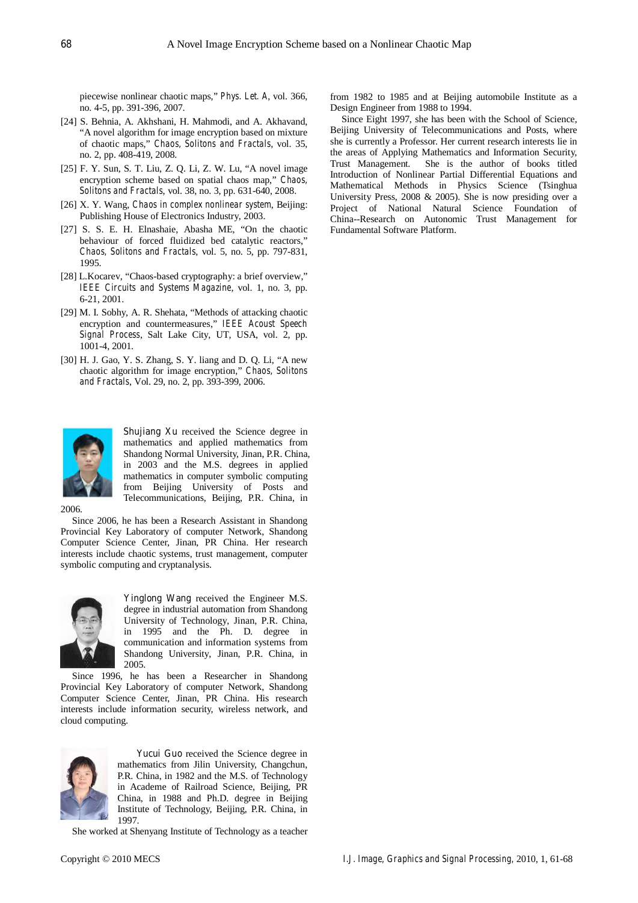piecewise nonlinear chaotic maps," *Phys. Let. A*, vol. 366, no. 4-5, pp. 391-396, 2007.

[24] S. Behnia, A. Akhshani, H. Mahmodi, and A. Akhavand, "A novel algorithm for image encryption based on mixture of chaotic maps," *Chaos, Solitons and Fractals*, vol. 35, no. 2, pp. 408-419, 2008.

[25] F. Y. Sun, S. T. Liu, Z. Q. Li, Z. W. Lu, "A novel image encryption scheme based on spatial chaos map," *Chaos, Solitons and Fractals*, vol. 38, no. 3, pp. 631-640, 2008.

[26] X. Y. Wang, *Chaos in complex nonlinear system*, Beijing: Publishing House of Electronics Industry, 2003.

[27] S. S. E. H. Elnashaie, Abasha ME, "On the chaotic behaviour of forced fluidized bed catalytic reactors," *Chaos, Solitons and Fractals*, vol. 5, no. 5, pp. 797-831, 1995.

[28] L.Kocarev, "Chaos-based cryptography: a brief overview," *IEEE Circuits and Systems Magazine*, vol. 1, no. 3, pp. 6-21, 2001.

[29] M. I. Sobhy, A. R. Shehata, "Methods of attacking chaotic encryption and countermeasures," *IEEE Acoust Speech Signal Process*, Salt Lake City, UT, USA, vol. 2, pp. 1001-4, 2001.

[30] H. J. Gao, Y. S. Zhang, S. Y. liang and D. Q. Li, "A new chaotic algorithm for image encryption," *Chaos, Solitons and Fractals*, Vol. 29, no. 2, pp. 393-399, 2006.

**Shujiang Xu** received the Science degree in mathematics and applied mathematics from Shandong Normal University, Jinan, P.R. China, in 2003 and the M.S. degrees in applied mathematics in computer symbolic computing from Beijing University of Posts and Telecommunications, Beijing, P.R. China, in 2006.

Since 2006, he has been a Research Assistant in Shandong Provincial Key Laboratory of computer Network, Shandong Computer Science Center, Jinan, PR China. Her research interests include chaotic systems, trust management, computer symbolic computing and cryptanalysis.

**Yinglong Wang** received the Engineer M.S. degree in industrial automation from Shandong University of Technology, Jinan, P.R. China, in 1995 and the Ph. D. degree in communication and information systems from Shandong University, Jinan, P.R. China, in 2005.

Since 1996, he has been a Researcher in Shandong Provincial Key Laboratory of computer Network, Shandong Computer Science Center, Jinan, PR China. His research interests include information security, wireless network, and cloud computing.

**Yucui Guo** received the Science degree in mathematics from Jilin University, Changchun, P.R. China, in 1982 and the M.S. of Technology in Academe of Railroad Science, Beijing, PR China, in 1988 and Ph.D. degree in Beijing Institute of Technology, Beijing, P.R. China, in 1997.

She worked at Shenyang Institute of Technology as a teacher from 1982 to 1985 and at Beijing automobile Institute as a Design Engineer from 1988 to 1994.

Since Eight 1997, she has been with the School of Science, Beijing University of Telecommunications and Posts, where she is currently a Professor. Her current research interests lie in the areas of Applying Mathematics and Information Security, Trust Management. She is the author of books titled Introduction of Nonlinear Partial Differential Equations and Mathematical Methods in Physics Science (Tsinghua University Press, 2008 & 2005). She is now presiding over a Project of National Natural Science Foundation of China--Research on Autonomic Trust Management for Fundamental Software Platform.